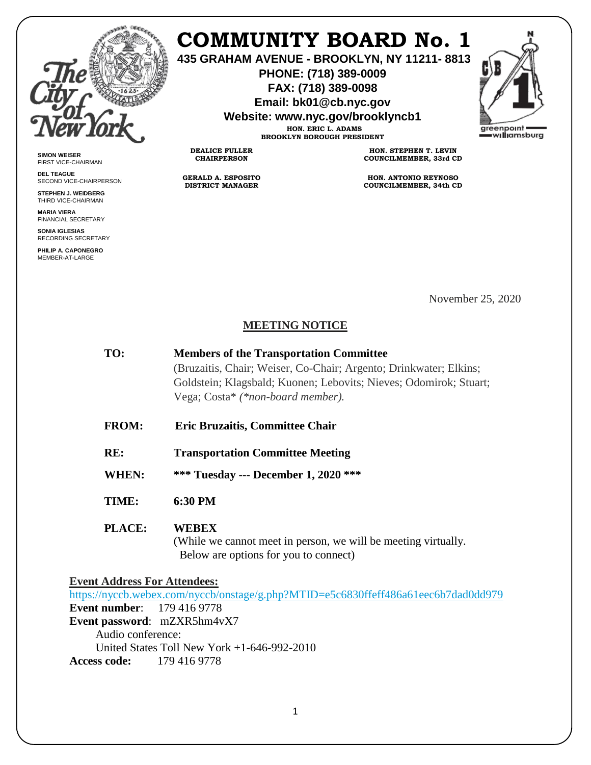# COMMUNITY BOARD No. 1

**435 GRAHAM AVENUE - BROOKLYN, NY 11211- 8813**
**PHONE: (718) 389-0009**
**FAX: (718) 389-0098**
**Email: bk01@cb.nyc.gov**
**Website: www.nyc.gov/brooklyncb1**

**HON. ERIC L. ADAMS**
**BROOKLYN BOROUGH PRESIDENT**

**DEALICE FULLER**
**CHAIRPERSON**

**GERALD A. ESPOSITO**
**DISTRICT MANAGER**

**HON. STEPHEN T. LEVIN**
**COUNCILMEMBER, 33rd CD**

**HON. ANTONIO REYNOSO**
**COUNCILMEMBER, 34th CD**

**SIMON WEISER**
FIRST VICE-CHAIRMAN

**DEL TEAGUE**
SECOND VICE-CHAIRPERSON

**STEPHEN J. WEIDBERG**
THIRD VICE-CHAIRMAN

**MARIA VIERA**
FINANCIAL SECRETARY

**SONIA IGLESIAS**
RECORDING SECRETARY

**PHILIP A. CAPONEGRO**
MEMBER-AT-LARGE

greenpoint williamsburg

November 25, 2020

## MEETING NOTICE

**TO:** **Members of the Transportation Committee**
(Bruzaitis, Chair; Weiser, Co-Chair; Argento; Drinkwater; Elkins; Goldstein; Klagsbald; Kuonen; Lebovits; Nieves; Odomirok; Stuart; Vega; Costa* *(*non-board member).*

**FROM:** **Eric Bruzaitis, Committee Chair**

**RE:** **Transportation Committee Meeting**

**WHEN:** **\*\*\* Tuesday --- December 1, 2020 \*\*\***

**TIME:** **6:30 PM**

**PLACE:** **WEBEX**
(While we cannot meet in person, we will be meeting virtually. Below are options for you to connect)

**Event Address For Attendees:**
https://nyccb.webex.com/nyccb/onstage/g.php?MTID=e5c6830ffeff486a61eec6b7dad0dd979
**Event number**: 179 416 9778
**Event password**: mZXR5hm4vX7
Audio conference:
United States Toll New York +1-646-992-2010
**Access code:** 179 416 9778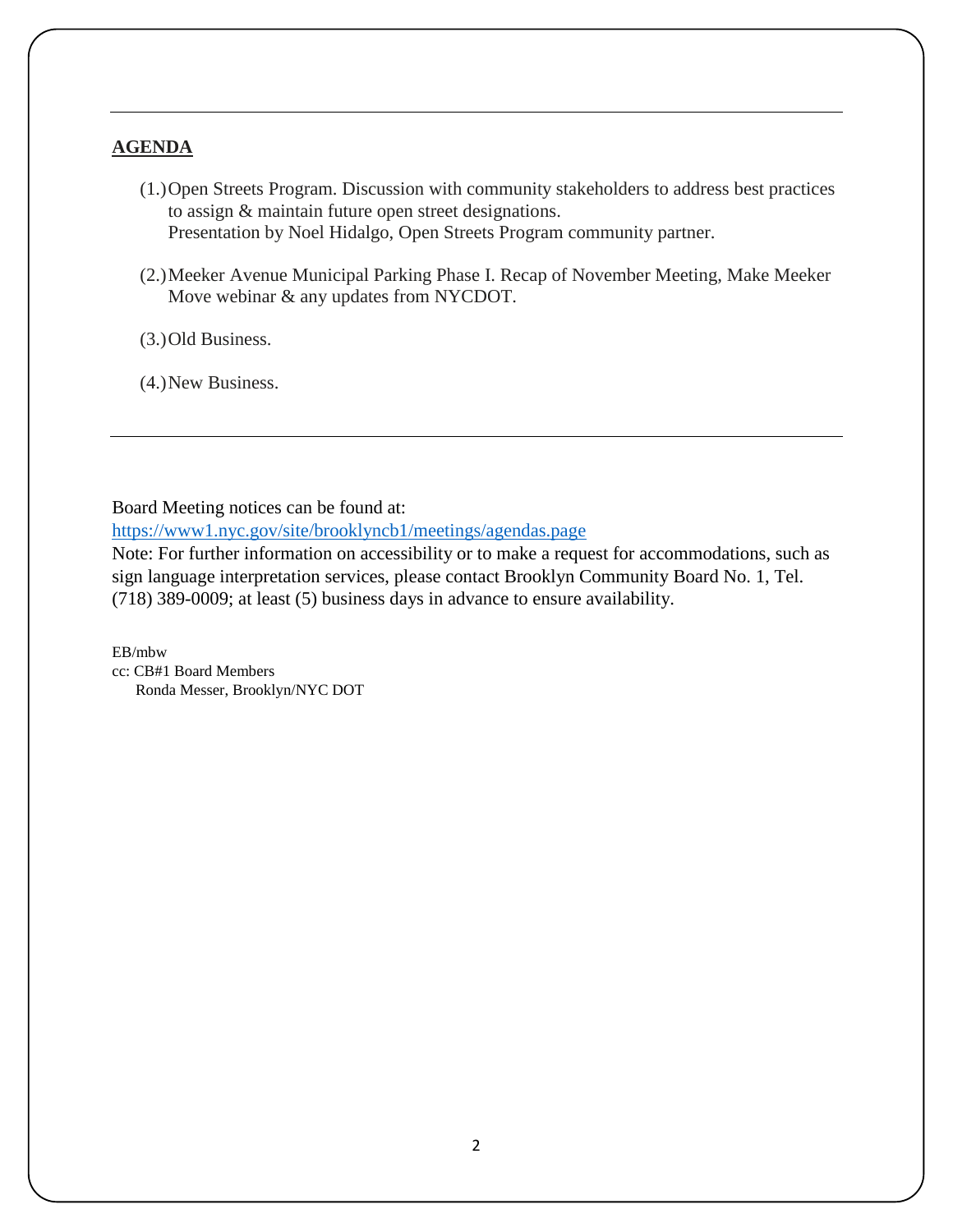## AGENDA

(1.) Open Streets Program. Discussion with community stakeholders to address best practices to assign & maintain future open street designations.
Presentation by Noel Hidalgo, Open Streets Program community partner.

(2.) Meeker Avenue Municipal Parking Phase I. Recap of November Meeting, Make Meeker Move webinar & any updates from NYCDOT.

(3.) Old Business.

(4.) New Business.

---

Board Meeting notices can be found at:
https://www1.nyc.gov/site/brooklyncb1/meetings/agendas.page
Note: For further information on accessibility or to make a request for accommodations, such as sign language interpretation services, please contact Brooklyn Community Board No. 1, Tel. (718) 389-0009; at least (5) business days in advance to ensure availability.

EB/mbw
cc: CB#1 Board Members
Ronda Messer, Brooklyn/NYC DOT